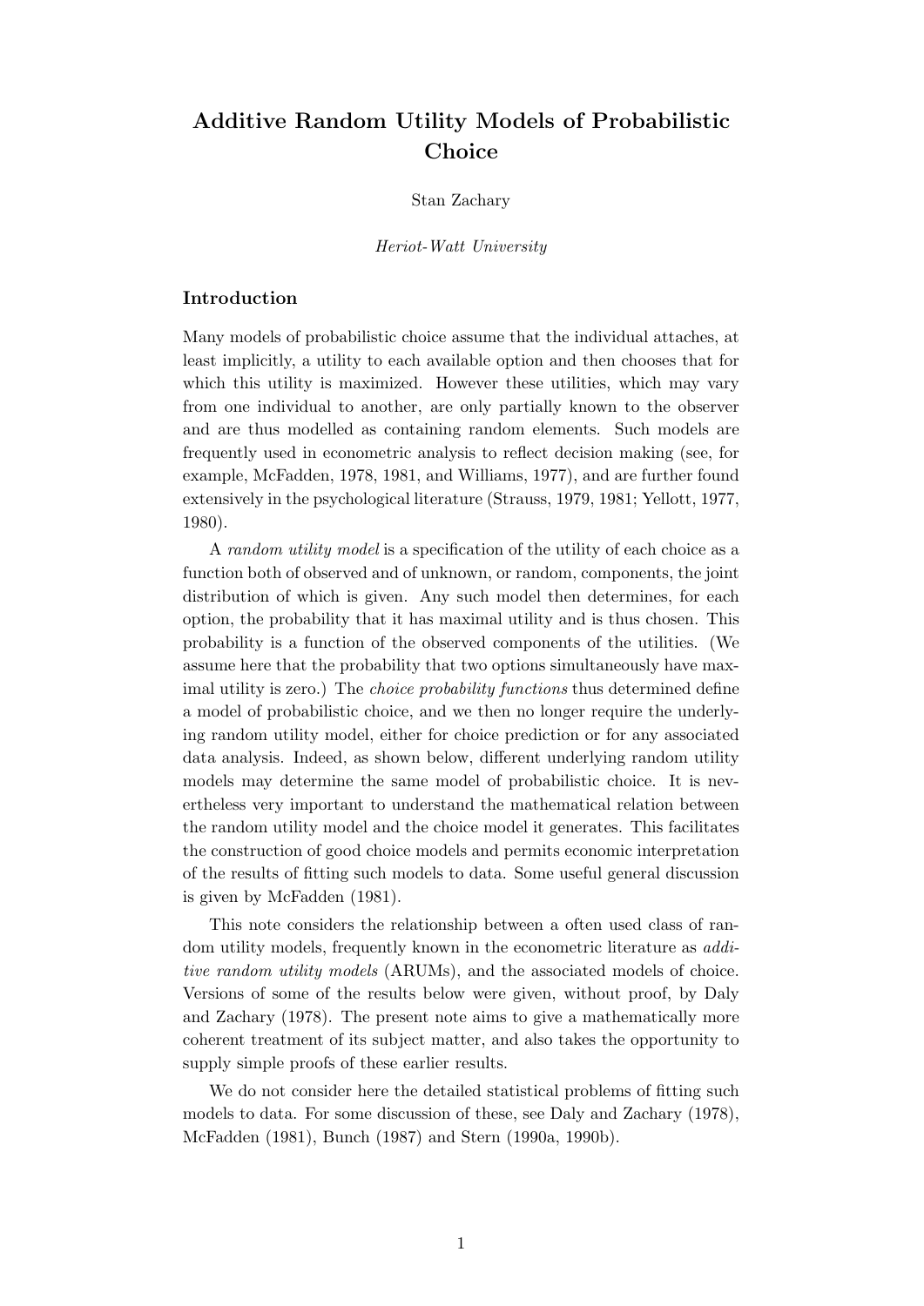# Additive Random Utility Models of Probabilistic Choice

Stan Zachary

*Heriot-Watt University*

## Introduction

Many models of probabilistic choice assume that the individual attaches, at least implicitly, a utility to each available option and then chooses that for which this utility is maximized. However these utilities, which may vary from one individual to another, are only partially known to the observer and are thus modelled as containing random elements. Such models are frequently used in econometric analysis to reflect decision making (see, for example, McFadden, 1978, 1981, and Williams, 1977), and are further found extensively in the psychological literature (Strauss, 1979, 1981; Yellott, 1977, 1980).

A *random utility model* is a specification of the utility of each choice as a function both of observed and of unknown, or random, components, the joint distribution of which is given. Any such model then determines, for each option, the probability that it has maximal utility and is thus chosen. This probability is a function of the observed components of the utilities. (We assume here that the probability that two options simultaneously have maximal utility is zero.) The *choice probability functions* thus determined define a model of probabilistic choice, and we then no longer require the underlying random utility model, either for choice prediction or for any associated data analysis. Indeed, as shown below, different underlying random utility models may determine the same model of probabilistic choice. It is nevertheless very important to understand the mathematical relation between the random utility model and the choice model it generates. This facilitates the construction of good choice models and permits economic interpretation of the results of fitting such models to data. Some useful general discussion is given by McFadden (1981).

This note considers the relationship between a often used class of random utility models, frequently known in the econometric literature as *additive random utility models* (ARUMs), and the associated models of choice. Versions of some of the results below were given, without proof, by Daly and Zachary (1978). The present note aims to give a mathematically more coherent treatment of its subject matter, and also takes the opportunity to supply simple proofs of these earlier results.

We do not consider here the detailed statistical problems of fitting such models to data. For some discussion of these, see Daly and Zachary (1978), McFadden (1981), Bunch (1987) and Stern (1990a, 1990b).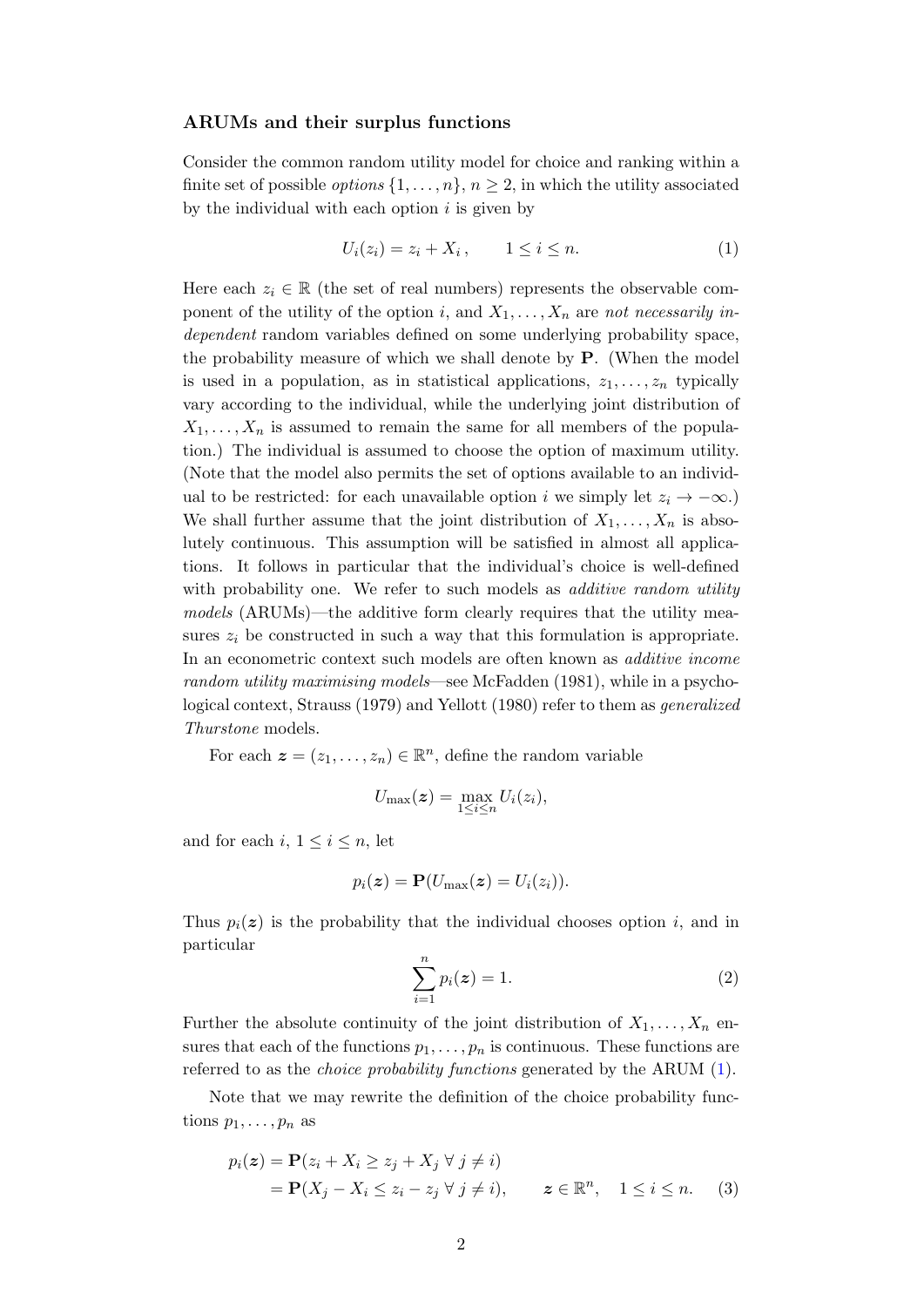### ARUMs and their surplus functions

Consider the common random utility model for choice and ranking within a finite set of possible *options* $\{1,\dots,n\}$, $n \geq 2$, in which the utility associated by the individual with each option $i$ is given by

$$U_i(z_i) = z_i + X_i\,, \qquad 1 \leq i \leq n. \tag{1}$$

Here each $z_i \in \mathbb{R}$ (the set of real numbers) represents the observable component of the utility of the option $i$, and $X_1,\dots,X_n$ are *not necessarily independent* random variables defined on some underlying probability space, the probability measure of which we shall denote by $\mathbf{P}$. (When the model is used in a population, as in statistical applications, $z_1,\dots,z_n$ typically vary according to the individual, while the underlying joint distribution of $X_1,\dots,X_n$ is assumed to remain the same for all members of the population.) The individual is assumed to choose the option of maximum utility. (Note that the model also permits the set of options available to an individual to be restricted: for each unavailable option $i$ we simply let $z_i \to -\infty$.) We shall further assume that the joint distribution of $X_1,\dots,X_n$ is absolutely continuous. This assumption will be satisfied in almost all applications. It follows in particular that the individual's choice is well-defined with probability one. We refer to such models as *additive random utility models* (ARUMs)—the additive form clearly requires that the utility measures $z_i$ be constructed in such a way that this formulation is appropriate. In an econometric context such models are often known as *additive income random utility maximising models*—see McFadden (1981), while in a psychological context, Strauss (1979) and Yellott (1980) refer to them as *generalized Thurstone* models.

For each $\boldsymbol{z} = (z_1,\dots,z_n) \in \mathbb{R}^n$, define the random variable

$$U_{\max}(\boldsymbol{z}) = \max_{1\leq i\leq n} U_i(z_i),$$

and for each $i$, $1 \leq i \leq n$, let

$$p_i(\boldsymbol{z}) = \mathbf{P}(U_{\max}(\boldsymbol{z}) = U_i(z_i)).$$

Thus $p_i(\boldsymbol{z})$ is the probability that the individual chooses option $i$, and in particular

$$\sum_{i=1}^{n} p_i(\boldsymbol{z}) = 1. \tag{2}$$

Further the absolute continuity of the joint distribution of $X_1,\dots,X_n$ ensures that each of the functions $p_1,\dots,p_n$ is continuous. These functions are referred to as the *choice probability functions* generated by the ARUM (1).

Note that we may rewrite the definition of the choice probability functions $p_1,\dots,p_n$ as

$$\begin{aligned} p_i(\boldsymbol{z}) &= \mathbf{P}(z_i + X_i \geq z_j + X_j \;\forall\; j \neq i) \\ &= \mathbf{P}(X_j - X_i \leq z_i - z_j \;\forall\; j \neq i), \qquad \boldsymbol{z} \in \mathbb{R}^n, \quad 1 \leq i \leq n. \end{aligned} \tag{3}$$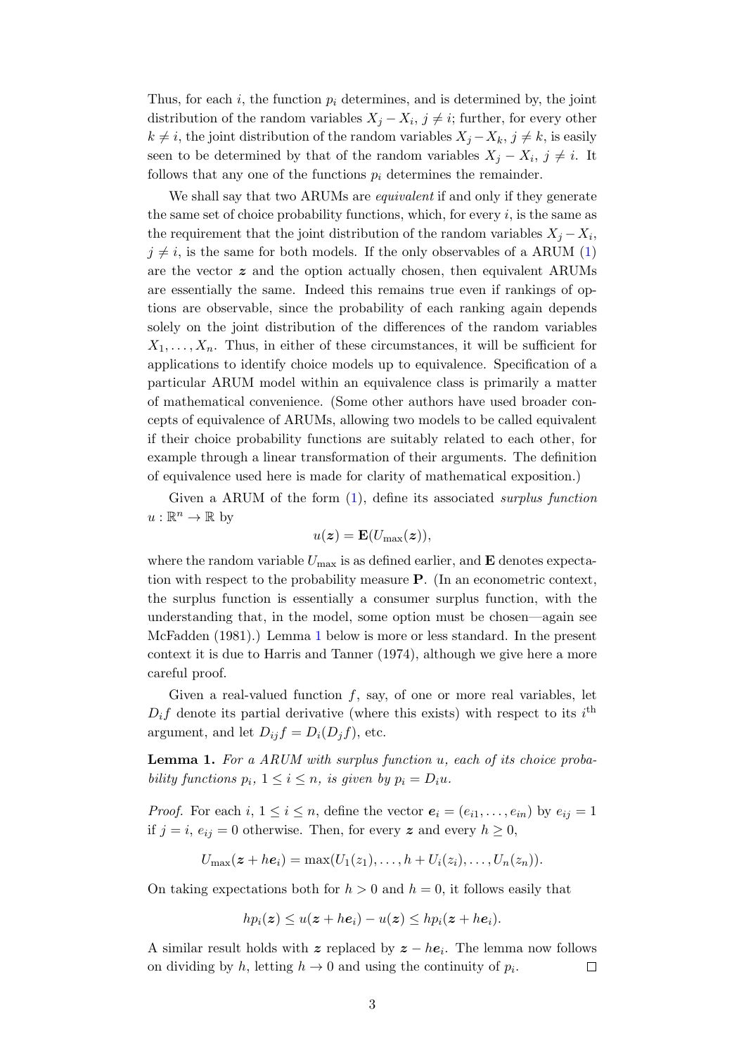Thus, for each $i$, the function $p_i$ determines, and is determined by, the joint distribution of the random variables $X_j - X_i$, $j \neq i$; further, for every other $k \neq i$, the joint distribution of the random variables $X_j - X_k$, $j \neq k$, is easily seen to be determined by that of the random variables $X_j - X_i$, $j \neq i$. It follows that any one of the functions $p_i$ determines the remainder.

We shall say that two ARUMs are *equivalent* if and only if they generate the same set of choice probability functions, which, for every $i$, is the same as the requirement that the joint distribution of the random variables $X_j - X_i$, $j \neq i$, is the same for both models. If the only observables of a ARUM (1) are the vector $\boldsymbol{z}$ and the option actually chosen, then equivalent ARUMs are essentially the same. Indeed this remains true even if rankings of options are observable, since the probability of each ranking again depends solely on the joint distribution of the differences of the random variables $X_1, \ldots, X_n$. Thus, in either of these circumstances, it will be sufficient for applications to identify choice models up to equivalence. Specification of a particular ARUM model within an equivalence class is primarily a matter of mathematical convenience. (Some other authors have used broader concepts of equivalence of ARUMs, allowing two models to be called equivalent if their choice probability functions are suitably related to each other, for example through a linear transformation of their arguments. The definition of equivalence used here is made for clarity of mathematical exposition.)

Given a ARUM of the form (1), define its associated *surplus function* $u : \mathbb{R}^n \to \mathbb{R}$ by

$$u(\boldsymbol{z}) = \mathbf{E}(U_{\max}(\boldsymbol{z})),$$

where the random variable $U_{\max}$ is as defined earlier, and $\mathbf{E}$ denotes expectation with respect to the probability measure $\mathbf{P}$. (In an econometric context, the surplus function is essentially a consumer surplus function, with the understanding that, in the model, some option must be chosen—again see McFadden (1981).) Lemma 1 below is more or less standard. In the present context it is due to Harris and Tanner (1974), although we give here a more careful proof.

Given a real-valued function $f$, say, of one or more real variables, let $D_i f$ denote its partial derivative (where this exists) with respect to its $i^{\text{th}}$ argument, and let $D_{ij} f = D_i(D_j f)$, etc.

**Lemma 1.** *For a ARUM with surplus function $u$, each of its choice probability functions $p_i$, $1 \leq i \leq n$, is given by $p_i = D_i u$.*

*Proof.* For each $i$, $1 \leq i \leq n$, define the vector $\boldsymbol{e}_i = (e_{i1}, \ldots, e_{in})$ by $e_{ij} = 1$ if $j = i$, $e_{ij} = 0$ otherwise. Then, for every $\boldsymbol{z}$ and every $h \geq 0$,

$$U_{\max}(\boldsymbol{z} + h\boldsymbol{e}_i) = \max(U_1(z_1), \ldots, h + U_i(z_i), \ldots, U_n(z_n)).$$

On taking expectations both for $h > 0$ and $h = 0$, it follows easily that

$$hp_i(\boldsymbol{z}) \leq u(\boldsymbol{z} + h\boldsymbol{e}_i) - u(\boldsymbol{z}) \leq hp_i(\boldsymbol{z} + h\boldsymbol{e}_i).$$

A similar result holds with $\boldsymbol{z}$ replaced by $\boldsymbol{z} - h\boldsymbol{e}_i$. The lemma now follows on dividing by $h$, letting $h \to 0$ and using the continuity of $p_i$. □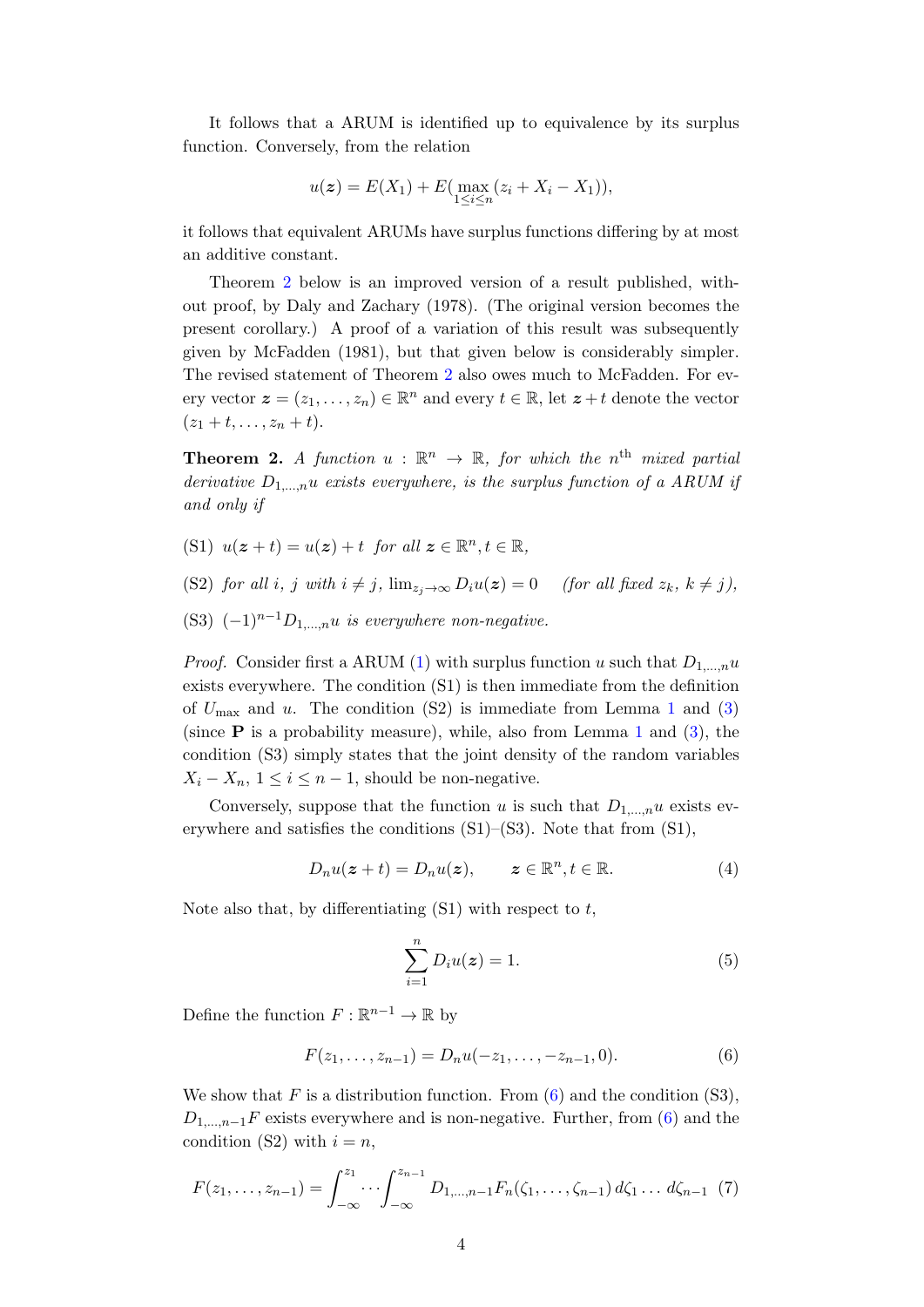It follows that a ARUM is identified up to equivalence by its surplus function. Conversely, from the relation

$$u(\boldsymbol{z}) = E(X_1) + E(\max_{1 \le i \le n}(z_i + X_i - X_1)),$$

it follows that equivalent ARUMs have surplus functions differing by at most an additive constant.

Theorem 2 below is an improved version of a result published, without proof, by Daly and Zachary (1978). (The original version becomes the present corollary.) A proof of a variation of this result was subsequently given by McFadden (1981), but that given below is considerably simpler. The revised statement of Theorem 2 also owes much to McFadden. For every vector $\boldsymbol{z} = (z_1, \ldots, z_n) \in \mathbb{R}^n$ and every $t \in \mathbb{R}$, let $\boldsymbol{z} + t$ denote the vector $(z_1 + t, \ldots, z_n + t)$.

**Theorem 2.** *A function $u : \mathbb{R}^n \to \mathbb{R}$, for which the $n^{\text{th}}$ mixed partial derivative $D_{1,\ldots,n}u$ exists everywhere, is the surplus function of a ARUM if and only if*

(S1) $u(\boldsymbol{z} + t) = u(\boldsymbol{z}) + t$ *for all* $\boldsymbol{z} \in \mathbb{R}^n, t \in \mathbb{R}$,

(S2) *for all $i$, $j$ with $i \neq j$, $\lim_{z_j \to \infty} D_i u(\boldsymbol{z}) = 0$ (for all fixed $z_k$, $k \neq j$),*

(S3) $(-1)^{n-1} D_{1,\ldots,n}u$ *is everywhere non-negative.*

*Proof.* Consider first a ARUM (1) with surplus function $u$ such that $D_{1,\ldots,n}u$ exists everywhere. The condition (S1) is then immediate from the definition of $U_{\max}$ and $u$. The condition (S2) is immediate from Lemma 1 and (3) (since $\mathbf{P}$ is a probability measure), while, also from Lemma 1 and (3), the condition (S3) simply states that the joint density of the random variables $X_i - X_n$, $1 \le i \le n-1$, should be non-negative.

Conversely, suppose that the function $u$ is such that $D_{1,\ldots,n}u$ exists everywhere and satisfies the conditions (S1)–(S3). Note that from (S1),

$$D_n u(\boldsymbol{z} + t) = D_n u(\boldsymbol{z}), \qquad \boldsymbol{z} \in \mathbb{R}^n, t \in \mathbb{R}. \tag{4}$$

Note also that, by differentiating (S1) with respect to $t$,

$$\sum_{i=1}^{n} D_i u(\boldsymbol{z}) = 1. \tag{5}$$

Define the function $F : \mathbb{R}^{n-1} \to \mathbb{R}$ by

$$F(z_1, \ldots, z_{n-1}) = D_n u(-z_1, \ldots, -z_{n-1}, 0). \tag{6}$$

We show that $F$ is a distribution function. From (6) and the condition (S3), $D_{1,\ldots,n-1}F$ exists everywhere and is non-negative. Further, from (6) and the condition (S2) with $i = n$,

$$F(z_1, \ldots, z_{n-1}) = \int_{-\infty}^{z_1} \cdots \int_{-\infty}^{z_{n-1}} D_{1,\ldots,n-1}F_n(\zeta_1, \ldots, \zeta_{n-1})\, d\zeta_1 \ldots d\zeta_{n-1} \tag{7}$$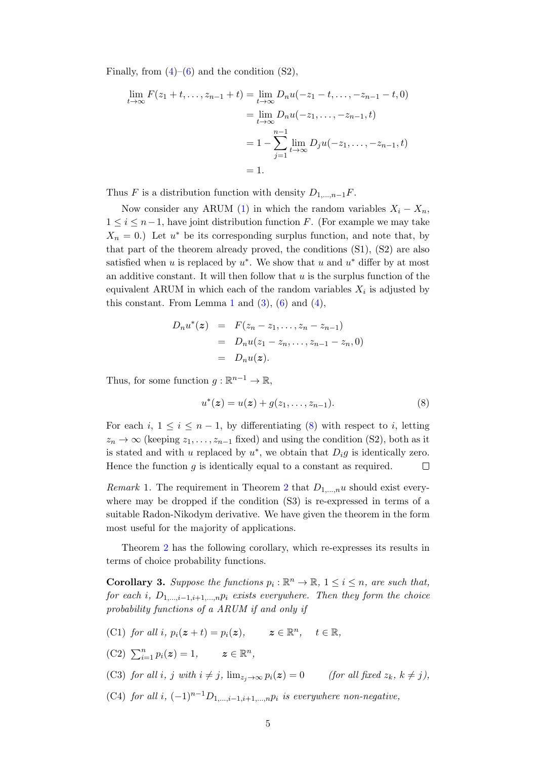Finally, from (4)–(6) and the condition (S2),

$$
\begin{aligned}
\lim_{t\to\infty} F(z_1+t,\dots,z_{n-1}+t) &= \lim_{t\to\infty} D_n u(-z_1-t,\dots,-z_{n-1}-t,0)\\
&= \lim_{t\to\infty} D_n u(-z_1,\dots,-z_{n-1},t)\\
&= 1-\sum_{j=1}^{n-1}\lim_{t\to\infty} D_j u(-z_1,\dots,-z_{n-1},t)\\
&= 1.
\end{aligned}
$$

Thus $F$ is a distribution function with density $D_{1,\dots,n-1}F$.

Now consider any ARUM (1) in which the random variables $X_i - X_n$, $1 \le i \le n-1$, have joint distribution function $F$. (For example we may take $X_n = 0$.) Let $u^*$ be its corresponding surplus function, and note that, by that part of the theorem already proved, the conditions (S1), (S2) are also satisfied when $u$ is replaced by $u^*$. We show that $u$ and $u^*$ differ by at most an additive constant. It will then follow that $u$ is the surplus function of the equivalent ARUM in which each of the random variables $X_i$ is adjusted by this constant. From Lemma 1 and (3), (6) and (4),

$$
\begin{aligned}
D_n u^*(\boldsymbol{z}) &= F(z_n - z_1,\dots,z_n - z_{n-1})\\
&= D_n u(z_1 - z_n,\dots,z_{n-1}-z_n,0)\\
&= D_n u(\boldsymbol{z}).
\end{aligned}
$$

Thus, for some function $g : \mathbb{R}^{n-1} \to \mathbb{R}$,

$$
u^*(\boldsymbol{z}) = u(\boldsymbol{z}) + g(z_1,\dots,z_{n-1}). \tag{8}
$$

For each $i$, $1 \le i \le n-1$, by differentiating (8) with respect to $i$, letting $z_n \to \infty$ (keeping $z_1,\dots,z_{n-1}$ fixed) and using the condition (S2), both as it is stated and with $u$ replaced by $u^*$, we obtain that $D_i g$ is identically zero. Hence the function $g$ is identically equal to a constant as required. $\square$

*Remark* 1. The requirement in Theorem 2 that $D_{1,\dots,n}u$ should exist everywhere may be dropped if the condition (S3) is re-expressed in terms of a suitable Radon-Nikodym derivative. We have given the theorem in the form most useful for the majority of applications.

Theorem 2 has the following corollary, which re-expresses its results in terms of choice probability functions.

**Corollary 3.** *Suppose the functions $p_i : \mathbb{R}^n \to \mathbb{R}$, $1 \le i \le n$, are such that, for each $i$, $D_{1,\dots,i-1,i+1,\dots,n}p_i$ exists everywhere. Then they form the choice probability functions of a ARUM if and only if*

- (C1) *for all $i$, $p_i(\boldsymbol{z}+t) = p_i(\boldsymbol{z})$,* $\quad \boldsymbol{z} \in \mathbb{R}^n, \quad t \in \mathbb{R}$,
- (C2) $\sum_{i=1}^n p_i(\boldsymbol{z}) = 1, \quad \boldsymbol{z} \in \mathbb{R}^n$,
- (C3) *for all $i$, $j$ with $i \ne j$, $\lim_{z_j\to\infty} p_i(\boldsymbol{z}) = 0$* $\quad$ *(for all fixed $z_k$, $k \ne j$),*
- (C4) *for all $i$, $(-1)^{n-1}D_{1,\dots,i-1,i+1,\dots,n}p_i$ is everywhere non-negative,*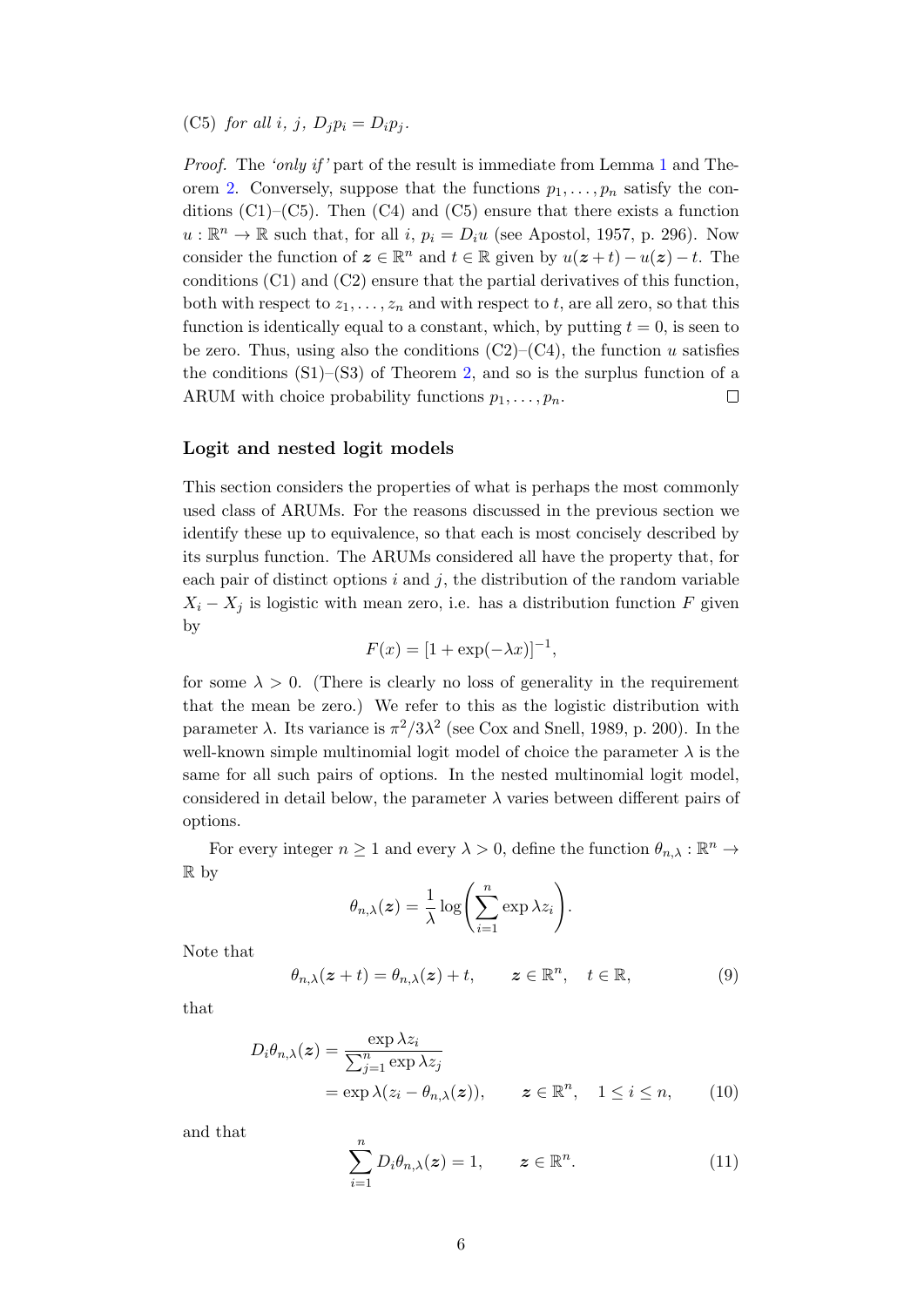(C5) *for all* $i$, $j$, $D_j p_i = D_i p_j$.

*Proof.* The *'only if'* part of the result is immediate from Lemma 1 and Theorem 2. Conversely, suppose that the functions $p_1, \ldots, p_n$ satisfy the conditions (C1)–(C5). Then (C4) and (C5) ensure that there exists a function $u : \mathbb{R}^n \to \mathbb{R}$ such that, for all $i$, $p_i = D_i u$ (see Apostol, 1957, p. 296). Now consider the function of $\boldsymbol{z} \in \mathbb{R}^n$ and $t \in \mathbb{R}$ given by $u(\boldsymbol{z} + t) - u(\boldsymbol{z}) - t$. The conditions (C1) and (C2) ensure that the partial derivatives of this function, both with respect to $z_1, \ldots, z_n$ and with respect to $t$, are all zero, so that this function is identically equal to a constant, which, by putting $t = 0$, is seen to be zero. Thus, using also the conditions (C2)–(C4), the function $u$ satisfies the conditions (S1)–(S3) of Theorem 2, and so is the surplus function of a ARUM with choice probability functions $p_1, \ldots, p_n$. $\square$

## Logit and nested logit models

This section considers the properties of what is perhaps the most commonly used class of ARUMs. For the reasons discussed in the previous section we identify these up to equivalence, so that each is most concisely described by its surplus function. The ARUMs considered all have the property that, for each pair of distinct options $i$ and $j$, the distribution of the random variable $X_i - X_j$ is logistic with mean zero, i.e. has a distribution function $F$ given by

$$F(x) = [1 + \exp(-\lambda x)]^{-1},$$

for some $\lambda > 0$. (There is clearly no loss of generality in the requirement that the mean be zero.) We refer to this as the logistic distribution with parameter $\lambda$. Its variance is $\pi^2/3\lambda^2$ (see Cox and Snell, 1989, p. 200). In the well-known simple multinomial logit model of choice the parameter $\lambda$ is the same for all such pairs of options. In the nested multinomial logit model, considered in detail below, the parameter $\lambda$ varies between different pairs of options.

For every integer $n \geq 1$ and every $\lambda > 0$, define the function $\theta_{n,\lambda} : \mathbb{R}^n \to \mathbb{R}$ by

$$\theta_{n,\lambda}(\boldsymbol{z}) = \frac{1}{\lambda} \log\left(\sum_{i=1}^{n} \exp \lambda z_i\right).$$

Note that

$$\theta_{n,\lambda}(\boldsymbol{z} + t) = \theta_{n,\lambda}(\boldsymbol{z}) + t, \qquad \boldsymbol{z} \in \mathbb{R}^n, \quad t \in \mathbb{R}, \tag{9}$$

that

$$\begin{aligned} D_i \theta_{n,\lambda}(\boldsymbol{z}) &= \frac{\exp \lambda z_i}{\sum_{j=1}^{n} \exp \lambda z_j} \\ &= \exp \lambda(z_i - \theta_{n,\lambda}(\boldsymbol{z})), \qquad \boldsymbol{z} \in \mathbb{R}^n, \quad 1 \leq i \leq n, \end{aligned} \tag{10}$$

and that

$$\sum_{i=1}^{n} D_i \theta_{n,\lambda}(\boldsymbol{z}) = 1, \qquad \boldsymbol{z} \in \mathbb{R}^n. \tag{11}$$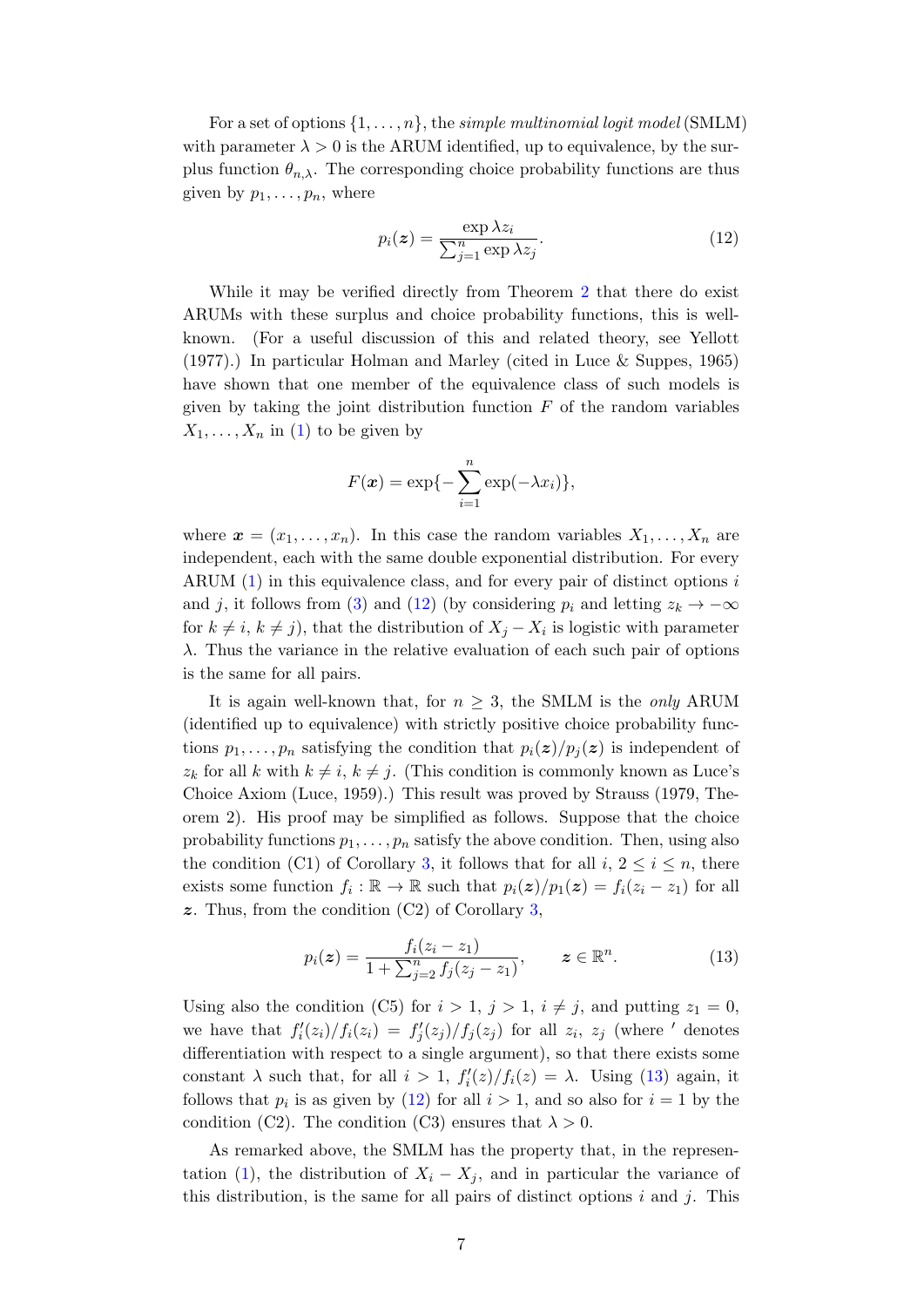For a set of options $\{1, \ldots, n\}$, the *simple multinomial logit model* (SMLM) with parameter $\lambda > 0$ is the ARUM identified, up to equivalence, by the surplus function $\theta_{n,\lambda}$. The corresponding choice probability functions are thus given by $p_1, \ldots, p_n$, where

$$p_i(\boldsymbol{z}) = \frac{\exp \lambda z_i}{\sum_{j=1}^{n} \exp \lambda z_j}. \tag{12}$$

While it may be verified directly from Theorem 2 that there do exist ARUMs with these surplus and choice probability functions, this is well-known. (For a useful discussion of this and related theory, see Yellott (1977).) In particular Holman and Marley (cited in Luce & Suppes, 1965) have shown that one member of the equivalence class of such models is given by taking the joint distribution function $F$ of the random variables $X_1, \ldots, X_n$ in (1) to be given by

$$F(\boldsymbol{x}) = \exp\{-\sum_{i=1}^{n} \exp(-\lambda x_i)\},$$

where $\boldsymbol{x} = (x_1, \ldots, x_n)$. In this case the random variables $X_1, \ldots, X_n$ are independent, each with the same double exponential distribution. For every ARUM (1) in this equivalence class, and for every pair of distinct options $i$ and $j$, it follows from (3) and (12) (by considering $p_i$ and letting $z_k \to -\infty$ for $k \neq i$, $k \neq j$), that the distribution of $X_j - X_i$ is logistic with parameter $\lambda$. Thus the variance in the relative evaluation of each such pair of options is the same for all pairs.

It is again well-known that, for $n \geq 3$, the SMLM is the *only* ARUM (identified up to equivalence) with strictly positive choice probability functions $p_1, \ldots, p_n$ satisfying the condition that $p_i(\boldsymbol{z})/p_j(\boldsymbol{z})$ is independent of $z_k$ for all $k$ with $k \neq i$, $k \neq j$. (This condition is commonly known as Luce's Choice Axiom (Luce, 1959).) This result was proved by Strauss (1979, Theorem 2). His proof may be simplified as follows. Suppose that the choice probability functions $p_1, \ldots, p_n$ satisfy the above condition. Then, using also the condition (C1) of Corollary 3, it follows that for all $i$, $2 \leq i \leq n$, there exists some function $f_i : \mathbb{R} \to \mathbb{R}$ such that $p_i(\boldsymbol{z})/p_1(\boldsymbol{z}) = f_i(z_i - z_1)$ for all $\boldsymbol{z}$. Thus, from the condition (C2) of Corollary 3,

$$p_i(\boldsymbol{z}) = \frac{f_i(z_i - z_1)}{1 + \sum_{j=2}^{n} f_j(z_j - z_1)}, \qquad \boldsymbol{z} \in \mathbb{R}^n. \tag{13}$$

Using also the condition (C5) for $i > 1$, $j > 1$, $i \neq j$, and putting $z_1 = 0$, we have that $f_i'(z_i)/f_i(z_i) = f_j'(z_j)/f_j(z_j)$ for all $z_i$, $z_j$ (where $'$ denotes differentiation with respect to a single argument), so that there exists some constant $\lambda$ such that, for all $i > 1$, $f_i'(z)/f_i(z) = \lambda$. Using (13) again, it follows that $p_i$ is as given by (12) for all $i > 1$, and so also for $i = 1$ by the condition (C2). The condition (C3) ensures that $\lambda > 0$.

As remarked above, the SMLM has the property that, in the representation (1), the distribution of $X_i - X_j$, and in particular the variance of this distribution, is the same for all pairs of distinct options $i$ and $j$. This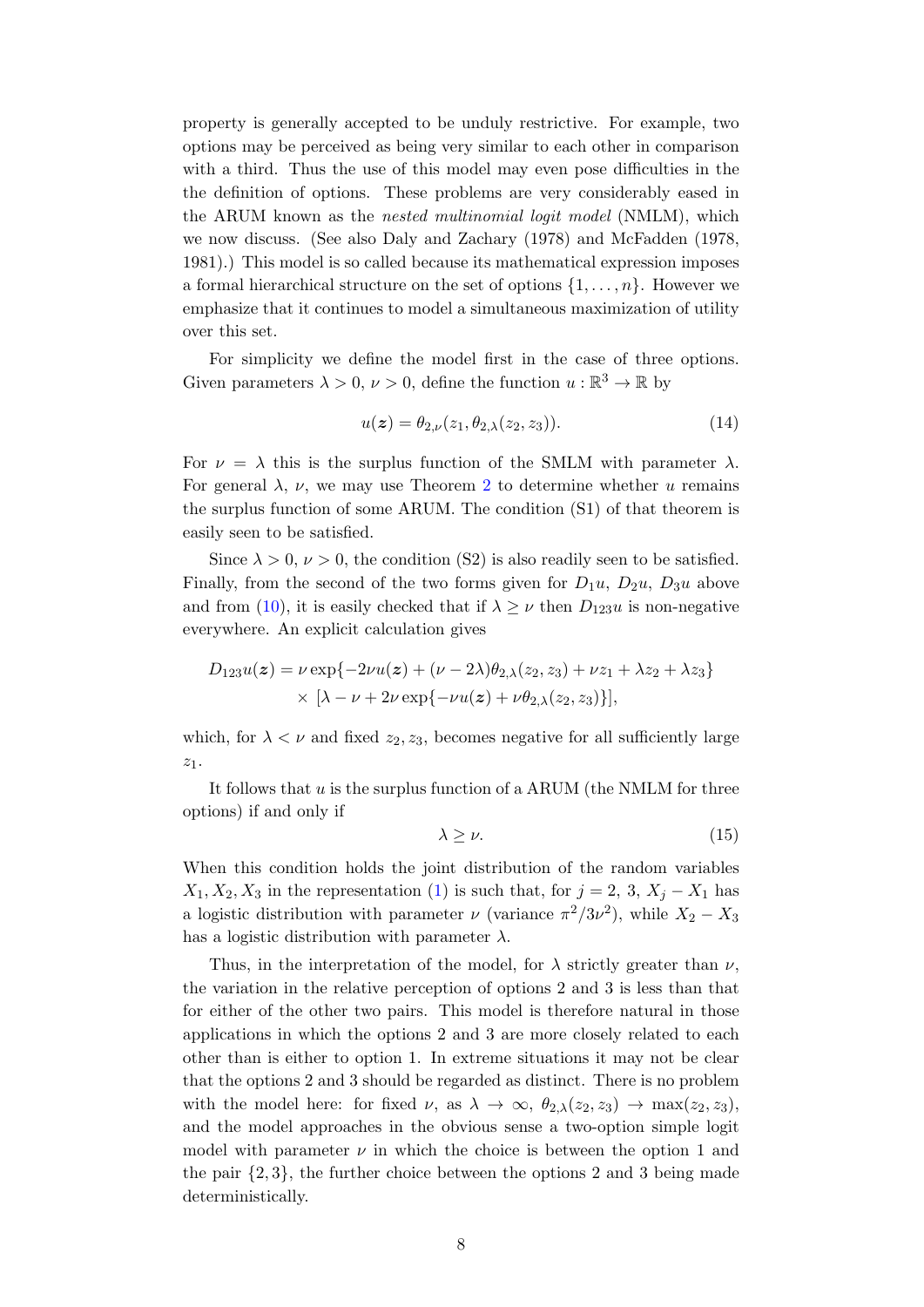property is generally accepted to be unduly restrictive. For example, two options may be perceived as being very similar to each other in comparison with a third. Thus the use of this model may even pose difficulties in the the definition of options. These problems are very considerably eased in the ARUM known as the *nested multinomial logit model* (NMLM), which we now discuss. (See also Daly and Zachary (1978) and McFadden (1978, 1981).) This model is so called because its mathematical expression imposes a formal hierarchical structure on the set of options $\{1, \dots, n\}$. However we emphasize that it continues to model a simultaneous maximization of utility over this set.

For simplicity we define the model first in the case of three options. Given parameters $\lambda > 0$, $\nu > 0$, define the function $u : \mathbb{R}^3 \to \mathbb{R}$ by

$$u(\boldsymbol{z}) = \theta_{2,\nu}(z_1, \theta_{2,\lambda}(z_2, z_3)). \tag{14}$$

For $\nu = \lambda$ this is the surplus function of the SMLM with parameter $\lambda$. For general $\lambda$, $\nu$, we may use Theorem 2 to determine whether $u$ remains the surplus function of some ARUM. The condition (S1) of that theorem is easily seen to be satisfied.

Since $\lambda > 0$, $\nu > 0$, the condition (S2) is also readily seen to be satisfied. Finally, from the second of the two forms given for $D_1 u$, $D_2 u$, $D_3 u$ above and from (10), it is easily checked that if $\lambda \geq \nu$ then $D_{123} u$ is non-negative everywhere. An explicit calculation gives

$$\begin{aligned} D_{123} u(\boldsymbol{z}) = {} & \nu \exp\{-2\nu u(\boldsymbol{z}) + (\nu - 2\lambda)\theta_{2,\lambda}(z_2, z_3) + \nu z_1 + \lambda z_2 + \lambda z_3\} \\ & \times [\lambda - \nu + 2\nu \exp\{-\nu u(\boldsymbol{z}) + \nu \theta_{2,\lambda}(z_2, z_3)\}], \end{aligned}$$

which, for $\lambda < \nu$ and fixed $z_2, z_3$, becomes negative for all sufficiently large $z_1$.

It follows that $u$ is the surplus function of a ARUM (the NMLM for three options) if and only if

$$\lambda \geq \nu. \tag{15}$$

When this condition holds the joint distribution of the random variables $X_1, X_2, X_3$ in the representation (1) is such that, for $j = 2,\ 3$, $X_j - X_1$ has a logistic distribution with parameter $\nu$ (variance $\pi^2/3\nu^2$), while $X_2 - X_3$ has a logistic distribution with parameter $\lambda$.

Thus, in the interpretation of the model, for $\lambda$ strictly greater than $\nu$, the variation in the relative perception of options 2 and 3 is less than that for either of the other two pairs. This model is therefore natural in those applications in which the options 2 and 3 are more closely related to each other than is either to option 1. In extreme situations it may not be clear that the options 2 and 3 should be regarded as distinct. There is no problem with the model here: for fixed $\nu$, as $\lambda \to \infty$, $\theta_{2,\lambda}(z_2, z_3) \to \max(z_2, z_3)$, and the model approaches in the obvious sense a two-option simple logit model with parameter $\nu$ in which the choice is between the option 1 and the pair $\{2, 3\}$, the further choice between the options 2 and 3 being made deterministically.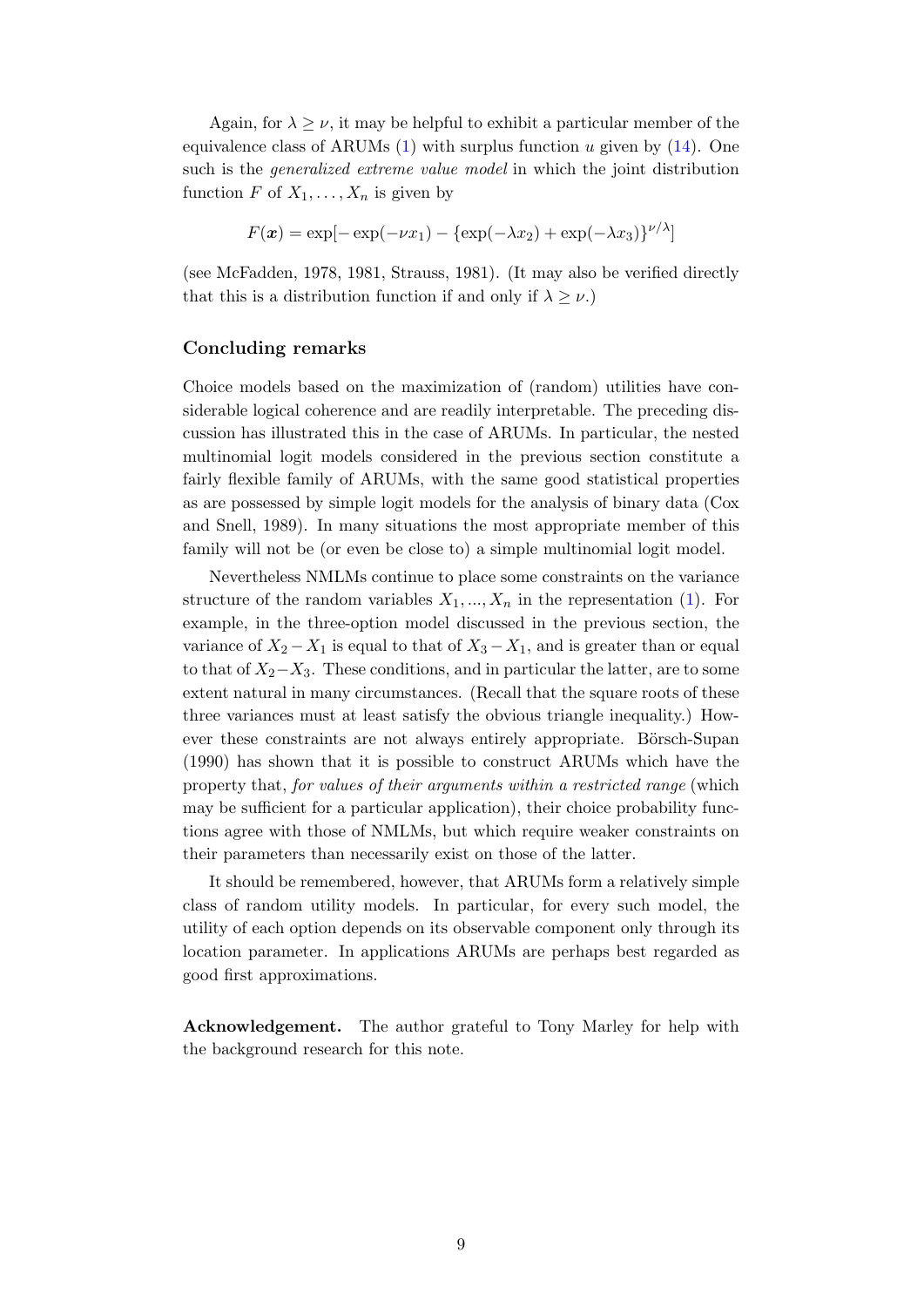Again, for $\lambda \geq \nu$, it may be helpful to exhibit a particular member of the equivalence class of ARUMs (1) with surplus function $u$ given by (14). One such is the *generalized extreme value model* in which the joint distribution function $F$ of $X_1, \ldots, X_n$ is given by

$$F(\boldsymbol{x}) = \exp[-\exp(-\nu x_1) - \{\exp(-\lambda x_2) + \exp(-\lambda x_3)\}^{\nu/\lambda}]$$

(see McFadden, 1978, 1981, Strauss, 1981). (It may also be verified directly that this is a distribution function if and only if $\lambda \geq \nu$.)

### Concluding remarks

Choice models based on the maximization of (random) utilities have considerable logical coherence and are readily interpretable. The preceding discussion has illustrated this in the case of ARUMs. In particular, the nested multinomial logit models considered in the previous section constitute a fairly flexible family of ARUMs, with the same good statistical properties as are possessed by simple logit models for the analysis of binary data (Cox and Snell, 1989). In many situations the most appropriate member of this family will not be (or even be close to) a simple multinomial logit model.

Nevertheless NMLMs continue to place some constraints on the variance structure of the random variables $X_1, ..., X_n$ in the representation (1). For example, in the three-option model discussed in the previous section, the variance of $X_2 - X_1$ is equal to that of $X_3 - X_1$, and is greater than or equal to that of $X_2 - X_3$. These conditions, and in particular the latter, are to some extent natural in many circumstances. (Recall that the square roots of these three variances must at least satisfy the obvious triangle inequality.) However these constraints are not always entirely appropriate. Börsch-Supan (1990) has shown that it is possible to construct ARUMs which have the property that, *for values of their arguments within a restricted range* (which may be sufficient for a particular application), their choice probability functions agree with those of NMLMs, but which require weaker constraints on their parameters than necessarily exist on those of the latter.

It should be remembered, however, that ARUMs form a relatively simple class of random utility models. In particular, for every such model, the utility of each option depends on its observable component only through its location parameter. In applications ARUMs are perhaps best regarded as good first approximations.

**Acknowledgement.** The author grateful to Tony Marley for help with the background research for this note.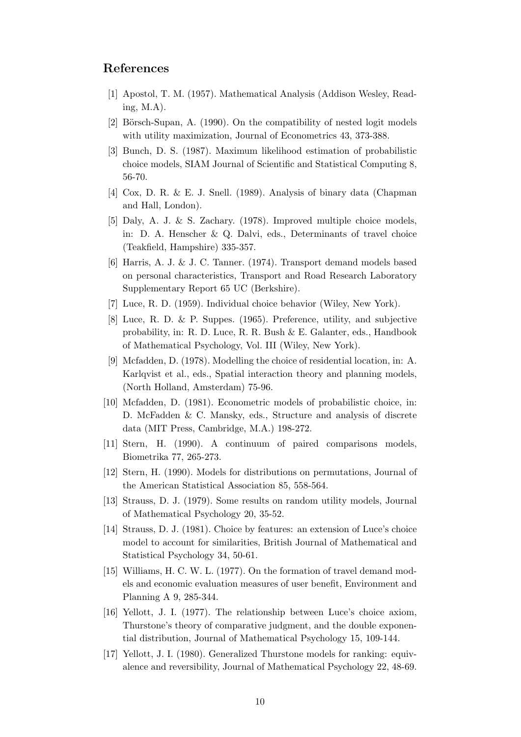## References

[1] Apostol, T. M. (1957). Mathematical Analysis (Addison Wesley, Reading, M.A).

[2] Börsch-Supan, A. (1990). On the compatibility of nested logit models with utility maximization, Journal of Econometrics 43, 373-388.

[3] Bunch, D. S. (1987). Maximum likelihood estimation of probabilistic choice models, SIAM Journal of Scientific and Statistical Computing 8, 56-70.

[4] Cox, D. R. & E. J. Snell. (1989). Analysis of binary data (Chapman and Hall, London).

[5] Daly, A. J. & S. Zachary. (1978). Improved multiple choice models, in: D. A. Henscher & Q. Dalvi, eds., Determinants of travel choice (Teakfield, Hampshire) 335-357.

[6] Harris, A. J. & J. C. Tanner. (1974). Transport demand models based on personal characteristics, Transport and Road Research Laboratory Supplementary Report 65 UC (Berkshire).

[7] Luce, R. D. (1959). Individual choice behavior (Wiley, New York).

[8] Luce, R. D. & P. Suppes. (1965). Preference, utility, and subjective probability, in: R. D. Luce, R. R. Bush & E. Galanter, eds., Handbook of Mathematical Psychology, Vol. III (Wiley, New York).

[9] Mcfadden, D. (1978). Modelling the choice of residential location, in: A. Karlqvist et al., eds., Spatial interaction theory and planning models, (North Holland, Amsterdam) 75-96.

[10] Mcfadden, D. (1981). Econometric models of probabilistic choice, in: D. McFadden & C. Mansky, eds., Structure and analysis of discrete data (MIT Press, Cambridge, M.A.) 198-272.

[11] Stern, H. (1990). A continuum of paired comparisons models, Biometrika 77, 265-273.

[12] Stern, H. (1990). Models for distributions on permutations, Journal of the American Statistical Association 85, 558-564.

[13] Strauss, D. J. (1979). Some results on random utility models, Journal of Mathematical Psychology 20, 35-52.

[14] Strauss, D. J. (1981). Choice by features: an extension of Luce's choice model to account for similarities, British Journal of Mathematical and Statistical Psychology 34, 50-61.

[15] Williams, H. C. W. L. (1977). On the formation of travel demand models and economic evaluation measures of user benefit, Environment and Planning A 9, 285-344.

[16] Yellott, J. I. (1977). The relationship between Luce's choice axiom, Thurstone's theory of comparative judgment, and the double exponential distribution, Journal of Mathematical Psychology 15, 109-144.

[17] Yellott, J. I. (1980). Generalized Thurstone models for ranking: equivalence and reversibility, Journal of Mathematical Psychology 22, 48-69.